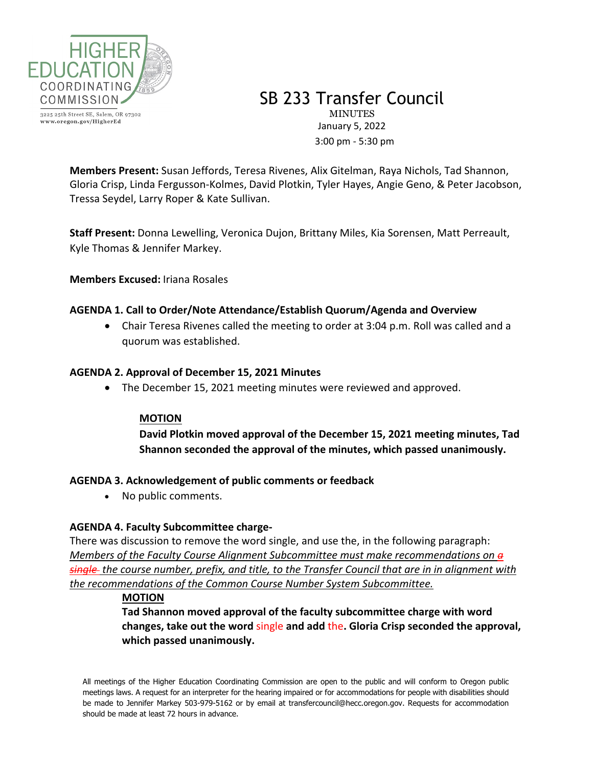HIGHER EDUCATION COORDINATING COMMISSION

3225 25th Street SE, Salem, OR 97302
www.oregon.gov/HigherEd

# SB 233 Transfer Council

MINUTES
January 5, 2022
3:00 pm - 5:30 pm

**Members Present:** Susan Jeffords, Teresa Rivenes, Alix Gitelman, Raya Nichols, Tad Shannon, Gloria Crisp, Linda Fergusson-Kolmes, David Plotkin, Tyler Hayes, Angie Geno, & Peter Jacobson, Tressa Seydel, Larry Roper & Kate Sullivan.

**Staff Present:** Donna Lewelling, Veronica Dujon, Brittany Miles, Kia Sorensen, Matt Perreault, Kyle Thomas & Jennifer Markey.

**Members Excused:** Iriana Rosales

**AGENDA 1. Call to Order/Note Attendance/Establish Quorum/Agenda and Overview**

- Chair Teresa Rivenes called the meeting to order at 3:04 p.m. Roll was called and a quorum was established.

**AGENDA 2. Approval of December 15, 2021 Minutes**

- The December 15, 2021 meeting minutes were reviewed and approved.

**MOTION**

**David Plotkin moved approval of the December 15, 2021 meeting minutes, Tad Shannon seconded the approval of the minutes, which passed unanimously.**

**AGENDA 3. Acknowledgement of public comments or feedback**

- No public comments.

**AGENDA 4. Faculty Subcommittee charge-**

There was discussion to remove the word single, and use the, in the following paragraph:
*Members of the Faculty Course Alignment Subcommittee must make recommendations on ~~a single~~ the course number, prefix, and title, to the Transfer Council that are in in alignment with the recommendations of the Common Course Number System Subcommittee.*

**MOTION**

**Tad Shannon moved approval of the faculty subcommittee charge with word changes, take out the word single and add the. Gloria Crisp seconded the approval, which passed unanimously.**

All meetings of the Higher Education Coordinating Commission are open to the public and will conform to Oregon public meetings laws. A request for an interpreter for the hearing impaired or for accommodations for people with disabilities should be made to Jennifer Markey 503-979-5162 or by email at transfercouncil@hecc.oregon.gov. Requests for accommodation should be made at least 72 hours in advance.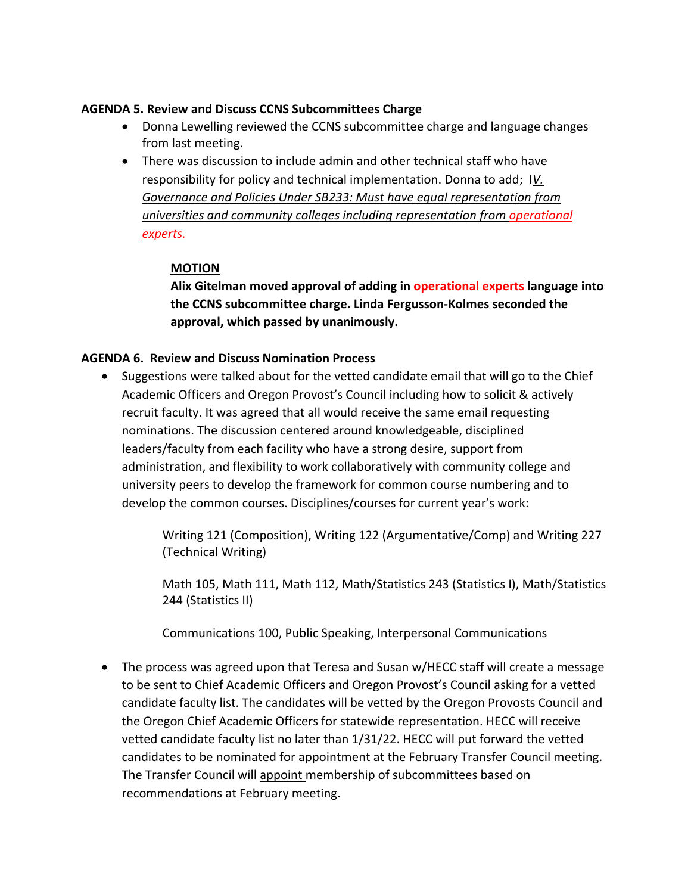**AGENDA 5. Review and Discuss CCNS Subcommittees Charge**

- Donna Lewelling reviewed the CCNS subcommittee charge and language changes from last meeting.
- There was discussion to include admin and other technical staff who have responsibility for policy and technical implementation. Donna to add; I*V. Governance and Policies Under SB233: Must have equal representation from universities and community colleges including representation from operational experts.*

**MOTION**

**Alix Gitelman moved approval of adding in operational experts language into the CCNS subcommittee charge. Linda Fergusson-Kolmes seconded the approval, which passed by unanimously.**

**AGENDA 6. Review and Discuss Nomination Process**

- Suggestions were talked about for the vetted candidate email that will go to the Chief Academic Officers and Oregon Provost's Council including how to solicit & actively recruit faculty. It was agreed that all would receive the same email requesting nominations. The discussion centered around knowledgeable, disciplined leaders/faculty from each facility who have a strong desire, support from administration, and flexibility to work collaboratively with community college and university peers to develop the framework for common course numbering and to develop the common courses. Disciplines/courses for current year's work:

  Writing 121 (Composition), Writing 122 (Argumentative/Comp) and Writing 227 (Technical Writing)

  Math 105, Math 111, Math 112, Math/Statistics 243 (Statistics I), Math/Statistics 244 (Statistics II)

  Communications 100, Public Speaking, Interpersonal Communications

- The process was agreed upon that Teresa and Susan w/HECC staff will create a message to be sent to Chief Academic Officers and Oregon Provost's Council asking for a vetted candidate faculty list. The candidates will be vetted by the Oregon Provosts Council and the Oregon Chief Academic Officers for statewide representation. HECC will receive vetted candidate faculty list no later than 1/31/22. HECC will put forward the vetted candidates to be nominated for appointment at the February Transfer Council meeting. The Transfer Council will appoint membership of subcommittees based on recommendations at February meeting.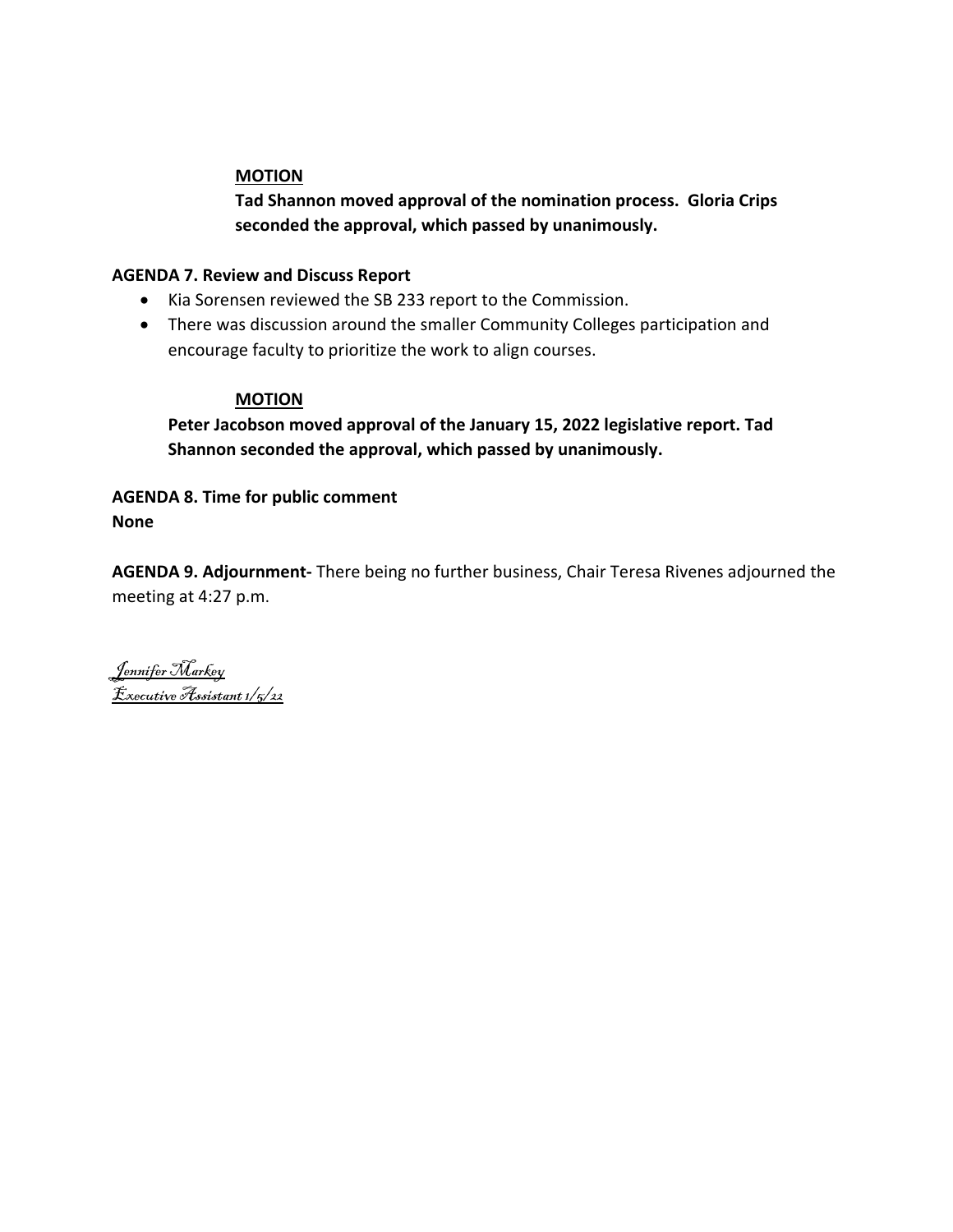**<u>MOTION</u>**

**Tad Shannon moved approval of the nomination process. Gloria Crips seconded the approval, which passed by unanimously.**

**AGENDA 7. Review and Discuss Report**

- Kia Sorensen reviewed the SB 233 report to the Commission.
- There was discussion around the smaller Community Colleges participation and encourage faculty to prioritize the work to align courses.

**<u>MOTION</u>**

**Peter Jacobson moved approval of the January 15, 2022 legislative report. Tad Shannon seconded the approval, which passed by unanimously.**

**AGENDA 8. Time for public comment**
**None**

**AGENDA 9. Adjournment-** There being no further business, Chair Teresa Rivenes adjourned the meeting at 4:27 p.m.

<u>*Jennifer Markey*</u>
<u>*Executive Assistant 1/5/22*</u>